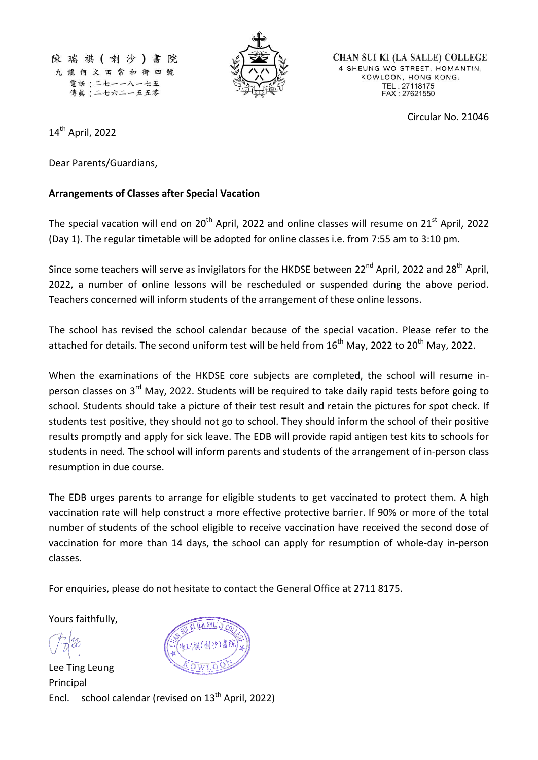陳瑞祺（喇沙）書院
九龍何文田常和街四號
電話：二七一一八一七五
傳真：二七六二一五五零

CHAN SUI KI (LA SALLE) COLLEGE
4 SHEUNG WO STREET, HOMANTIN,
KOWLOON, HONG KONG.
TEL : 27118175
FAX : 27621550

Circular No. 21046

14th April, 2022

Dear Parents/Guardians,

**Arrangements of Classes after Special Vacation**

The special vacation will end on 20th April, 2022 and online classes will resume on 21st April, 2022 (Day 1). The regular timetable will be adopted for online classes i.e. from 7:55 am to 3:10 pm.

Since some teachers will serve as invigilators for the HKDSE between 22nd April, 2022 and 28th April, 2022, a number of online lessons will be rescheduled or suspended during the above period. Teachers concerned will inform students of the arrangement of these online lessons.

The school has revised the school calendar because of the special vacation. Please refer to the attached for details. The second uniform test will be held from 16th May, 2022 to 20th May, 2022.

When the examinations of the HKDSE core subjects are completed, the school will resume in-person classes on 3rd May, 2022. Students will be required to take daily rapid tests before going to school. Students should take a picture of their test result and retain the pictures for spot check. If students test positive, they should not go to school. They should inform the school of their positive results promptly and apply for sick leave. The EDB will provide rapid antigen test kits to schools for students in need. The school will inform parents and students of the arrangement of in-person class resumption in due course.

The EDB urges parents to arrange for eligible students to get vaccinated to protect them. A high vaccination rate will help construct a more effective protective barrier. If 90% or more of the total number of students of the school eligible to receive vaccination have received the second dose of vaccination for more than 14 days, the school can apply for resumption of whole-day in-person classes.

For enquiries, please do not hesitate to contact the General Office at 2711 8175.

Yours faithfully,

Lee Ting Leung
Principal

Encl. school calendar (revised on 13th April, 2022)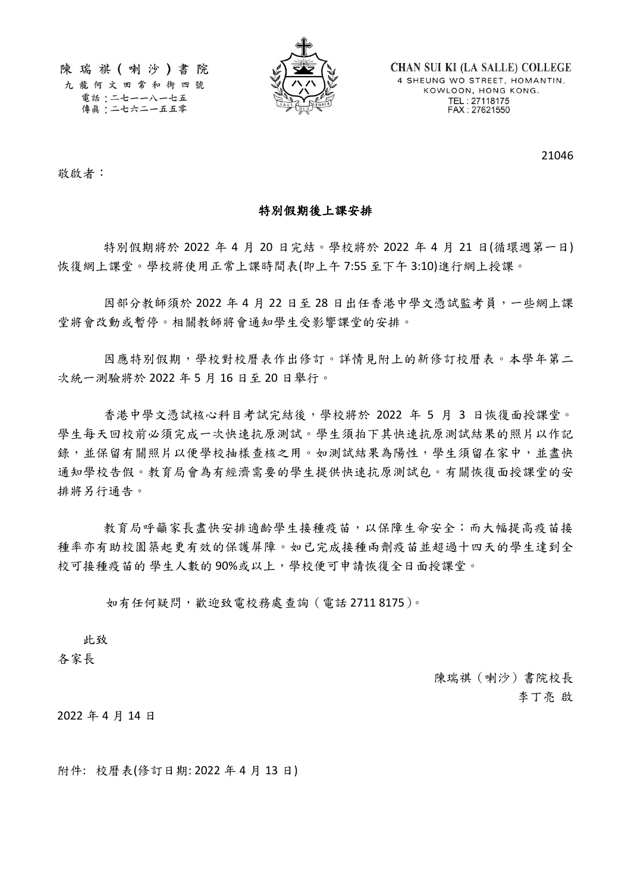陳瑞祺(喇沙)書院
九龍何文田常和街四號
電話：二七一一八一七五
傳真：二七六二一五五零

CHAN SUI KI (LA SALLE) COLLEGE
4 SHEUNG WO STREET, HOMANTIN,
KOWLOON, HONG KONG.
TEL : 27118175
FAX : 27621550

21046

敬啟者：

**特別假期後上課安排**

特別假期將於 2022 年 4 月 20 日完結。學校將於 2022 年 4 月 21 日(循環週第一日)恢復網上課堂。學校將使用正常上課時間表(即上午 7:55 至下午 3:10)進行網上授課。

因部分教師須於 2022 年 4 月 22 日至 28 日出任香港中學文憑試監考員，一些網上課堂將會改動或暫停。相關教師將會通知學生受影響課堂的安排。

因應特別假期，學校對校曆表作出修訂。詳情見附上的新修訂校曆表。本學年第二次統一測驗將於 2022 年 5 月 16 日至 20 日舉行。

香港中學文憑試核心科目考試完結後，學校將於 2022 年 5 月 3 日恢復面授課堂。學生每天回校前必須完成一次快速抗原測試。學生須拍下其快速抗原測試結果的照片以作記錄，並保留有關照片以便學校抽樣查核之用。如測試結果為陽性，學生須留在家中，並盡快通知學校告假。教育局會為有經濟需要的學生提供快速抗原測試包。有關恢復面授課堂的安排將另行通告。

教育局呼籲家長盡快安排適齡學生接種疫苗，以保障生命安全；而大幅提高疫苗接種率亦有助校園築起更有效的保護屏障。如已完成接種兩劑疫苗並超過十四天的學生達到全校可接種疫苗的 學生人數的 90%或以上，學校便可申請恢復全日面授課堂。

如有任何疑問，歡迎致電校務處查詢（電話 2711 8175）。

此致

各家長

陳瑞祺（喇沙）書院校長
李丁亮 啟

2022 年 4 月 14 日

附件: 校曆表(修訂日期: 2022 年 4 月 13 日)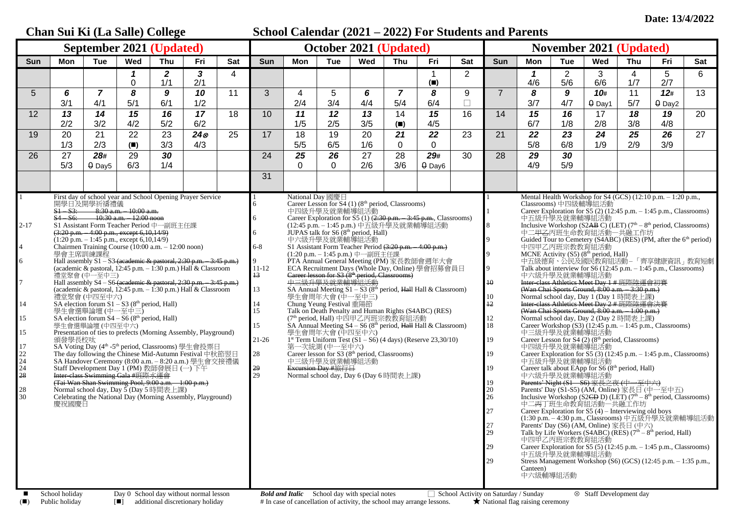Date: 13/4/2022

# Chan Sui Ki (La Salle) College

# School Calendar (2021 – 2022) For Students and Parents

## September 2021 (Updated)

| Sun | Mon | Tue | Wed | Thu | Fri | Sat |
|---|---|---|---|---|---|---|
| | | | ***1*** 0 | ***2*** 1/1 | ***3*** 2/1 | 4 |
| 5 | ***6*** 3/1 | ***7*** 4/1 | ***8*** 5/1 | ***9*** 6/1 | ***10*** 1/2 | 11 |
| 12 | ***13*** 2/2 | ***14*** 3/2 | ***15*** 4/2 | ***16*** 5/2 | ***17*** 6/2 | 18 |
| 19 | 20 1/3 | 21 2/3 | 22 (■) | 23 3/3 | ***24⊗*** 4/3 | 25 |
| 26 | 27 5/3 | ***28#*** 0 Day5 | 29 6/3 | ***30*** 1/4 | | |

- 1 First day of school year and School Opening Prayer Service 開學日及開學祈禱禮儀
  - ~~S1 – S3: 8:30 a.m. – 10:00 a.m.~~
  - ~~S4 – S6: 10:30 a.m. – 12:00 noon~~
- 2-17 S1 Assistant Form Teacher Period 中一副班主任課 ~~(3:20 p.m. – 4:00 p.m., except 6,10,14/9)~~ (1:20 p.m. – 1:45 p.m., except 6,10,14/9)
- 4 Chairmen Training Course (10:00 a.m. – 12:00 noon) 學會主席訓練課程
- 6 Hall assembly S1 – S3 ~~(academic & pastoral, 2:30 p.m. – 3:45 p.m.)~~ (academic & pastoral, 12:45 p.m. – 1:30 p.m.) Hall & Classroom 禮堂聚會 (中一至中三)
- 7 Hall assembly S4 – S6 ~~(academic & pastoral, 2:30 p.m. – 3:45 p.m.)~~ (academic & pastoral, 12:45 p.m. – 1:30 p.m.) Hall & Classroom 禮堂聚會 (中四至中六)
- 14 SA election forum S1 – S3 (8th period, Hall) 學生會選舉論壇 (中一至中三)
- 15 SA election forum S4 – S6 (8th period, Hall) 學生會選舉論壇 (中四至中六)
- 15 Presentation of ties to prefects (Morning Assembly, Playground) 頒發學長校呔
- 17 SA Voting Day (4th -5th period, Classrooms) 學生會投票日
- 22 The day following the Chinese Mid-Autumn Festival 中秋節翌日
- 24 SA Handover Ceremony (8:00 a.m. – 8:20 a.m.) 學生會交接禮儀
- 24 Staff Development Day 1 (PM) 教師發展日 (一) 下午
- ~~28 Inter-class Swimming Gala #班際水運會 (Tai Wan Shan Swimming Pool, 9:00 a.m. – 1:00 p.m.)~~
- 28 Normal school day, Day 5 (Day 5 時間表上課)
- 30 Celebrating the National Day (Morning Assembly, Playground) 慶祝國慶日

## October 2021 (Updated)

| Sun | Mon | Tue | Wed | Thu | Fri | Sat |
|---|---|---|---|---|---|---|
| | | | | | 1 (■) | 2 |
| 3 | 4 2/4 | 5 3/4 | ***6*** 4/4 | ***7*** 5/4 | ***8*** 6/4 | 9 □ |
| 10 | ***11*** 1/5 | ***12*** 2/5 | ***13*** 3/5 | 14 (■) | ***15*** 4/5 | 16 |
| 17 | 18 5/5 | 19 6/5 | 20 1/6 | ***21*** 0 | ***22*** 0 | 23 |
| 24 | ***25*** 0 | ***26*** 0 | 27 2/6 | 28 3/6 | ***29#*** 0 Day6 | 30 |
| 31 | | | | | | |

- 1 National Day 國慶日
- 6 Career Lesson for S4 (1) (8th period, Classrooms) 中四級升學及就業輔導組活動
- 6 Career Exploration for S5 (1) ~~(2:30 p.m. – 3:45 p.m., Classrooms)~~ (12:45 p.m. – 1:45 p.m.) 中五級升學及就業輔導組活動
- 6 JUPAS talk for S6 (8th period, Hall) 中六級升學及就業輔導組活動
- 6-8 S1 Assistant Form Teacher Period ~~(3:20 p.m. – 4:00 p.m.)~~ (1:20 p.m. – 1:45 p.m.) 中一副班主任課
- 9 PTA Annual General Meeting (PM) 家長教師會週年大會
- 11-12 ECA Recruitment Days (Whole Day, Online) 學會招募會員日
- ~~13 Career lesson for S3 (8th period, Classrooms) 中三級升學及就業輔導組活動~~
- 13 SA Annual Meeting S1 – S3 (8th period, ~~Hall~~ Hall & Classroom) 學生會周年大會 (中一至中三)
- 14 Chung Yeung Festival 重陽節
- 15 Talk on Death Penalty and Human Rights (S4ABC) (RES) (7th period, Hall) 中四甲乙丙班宗教教育組活動
- 15 SA Annual Meeting S4 – S6 (8th period, ~~Hall~~ Hall & Classroom) 學生會周年大會 (中四至中六)
- 21-26 1st Term Uniform Test (S1 – S6) (4 days) (Reserve 23,30/10) 第一次統測 (中一至中六)
- 28 Career lesson for S3 (8th period, Classrooms) 中三級升學及就業輔導組活動
- ~~29 Excursion Day #旅行日~~
- 29 Normal school day, Day 6 (Day 6 時間表上課)

## November 2021 (Updated)

| Sun | Mon | Tue | Wed | Thu | Fri | Sat |
|---|---|---|---|---|---|---|
| | ***1*** 4/6 | 2 5/6 | 3 6/6 | 4 1/7 | 5 2/7 | 6 |
| 7 | ***8*** 3/7 | ***9*** 4/7 | ***10#*** 0 Day1 | 11 5/7 | ***12#*** 0 Day2 | 13 |
| 14 | ***15*** 6/7 | ***16*** 1/8 | 17 2/8 | ***18*** 3/8 | ***19*** 4/8 | 20 |
| 21 | ***22*** 5/8 | ***23*** 6/8 | 24 1/9 | ***25*** 2/9 | ***26*** 3/9 | 27 |
| 28 | ***29*** 4/9 | ***30*** 5/9 | | | | |

- 1 Mental Health Workshop for S4 (GCS) (12:10 p.m. – 1:20 p.m., Classrooms) 中四級輔導組活動
- 1 Career Exploration for S5 (2) (12:45 p.m. – 1:45 p.m., Classrooms) 中五級升學及就業輔導組活動
- 8 Inclusive Workshop (S2~~AB~~ C) (LET) (7th – 8th period, Classrooms) 中二~~甲乙~~丙班生命教育組活動—共融工作坊
- 9 Guided Tour to Cemetery (S4ABC) (RES) (PM, after the 6th period) 中四甲乙丙班宗教教育組活動
- 9 MCNE Activity (S5) (8th period, Hall) 中五級德育、公民及國民教育組活動–「齊享健康資訊」教育短劇
- 9 Talk about interview for S6 (12:45 p.m. – 1:45 p.m., Classrooms) 中六級升學及就業輔導組活動
- ~~10 Inter-class Athletics Meet Day 1 # 班際陸運會初賽 (Wan Chai Sports Ground, 8:00 a.m. – 3:30 p.m.)~~
- 10 Normal school day, Day 1 (Day 1 時間表上課)
- ~~12 Inter-class Athletics Meet Day 2 # 班際陸運會決賽 (Wan Chai Sports Ground, 8:00 a.m. – 1:00 p.m.)~~
- 12 Normal school day, Day 2 (Day 2 時間表上課)
- 18 Career Workshop (S3) (12:45 p.m. – 1:45 p.m., Classrooms) 中三級升學及就業輔導組活動
- 19 Career Lesson for S4 (2) (8th period, Classrooms) 中四級升學及就業輔導組活動
- 19 Career Exploration for S5 (3) (12:45 p.m. – 1:45 p.m., Classrooms) 中五級升學及就業輔導組活動
- 19 Career talk about EApp for S6 (8th period, Hall) 中六級升學及就業輔導組活動
- ~~19 Parents' Night (S1 – S6) 家長之夜 (中一至中六)~~
- 20 Parents' Day (S1-S5) (AM, Online) 家長日 (中一至中五)
- 26 Inclusive Workshop (S2~~CD~~ D) (LET) (7th – 8th period, Classrooms) 中二~~丙~~丁班生命教育組活動—共融工作坊
- 27 Career Exploration for S5 (4) – Interviewing old boys (1:30 p.m. – 4:30 p.m., Classrooms) 中五級升學及就業輔導組活動
- 27 Parents' Day (S6) (AM, Online) 家長日 (中六)
- 29 Talk by Life Workers (S4ABC) (RES) (7th – 8th period, Hall) 中四甲乙丙班宗教教育組活動
- 29 Career Exploration for S5 (5) (12:45 p.m. – 1:45 p.m., Classrooms) 中五級升學及就業輔導組活動
- 29 Stress Management Workshop (S6) (GCS) (12:45 p.m. – 1:35 p.m., Canteen) 中六級輔導組活動

---

■ School holiday　　Day 0 School day without normal lesson　　***Bold and Italic*** School day with special notes　　□ School Activity on Saturday / Sunday　　⊗ Staff Development day

(■) Public holiday　　[■] additional discretionary holiday　　# In case of cancellation of activity, the school may arrange lessons.　　★ National flag raising ceremony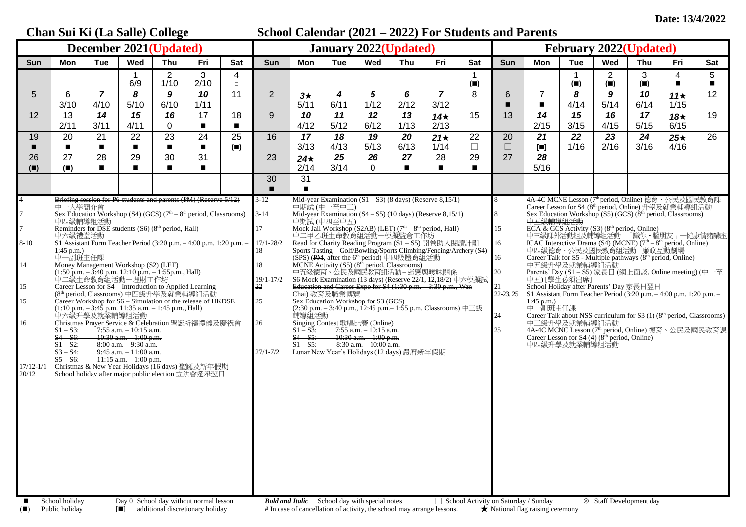Date: 13/4/2022

# Chan Sui Ki (La Salle) College

# School Calendar (2021 – 2022) For Students and Parents

## December 2021(Updated)

| Sun | Mon | Tue | Wed | Thu | Fri | Sat |
|---|---|---|---|---|---|---|
| | | | 1<br>6/9 | 2<br>1/10 | 3<br>2/10 | 4<br>□ |
| 5 | 6<br>3/10 | ***7***<br>4/10 | ***8***<br>5/10 | ***9***<br>6/10 | ***10***<br>1/11 | 11 |
| 12 | 13<br>2/11 | ***14***<br>3/11 | ***15***<br>4/11 | ***16***<br>0 | 17<br>■ | 18<br>■ |
| 19<br>■ | 20<br>■ | 21<br>■ | 22<br>■ | 23<br>■ | 24<br>■ | 25<br>(■) |
| 26<br>(■) | 27<br>(■) | 28<br>■ | 29<br>■ | 30<br>■ | 31<br>■ | |

- 4 ~~Briefing session for P6 students and parents (PM) (Reserve 5/12) 中一入學簡介會~~
- 7 Sex Education Workshop (S4) (GCS) ($7^{th}$ – $8^{th}$ period, Classrooms) 中四級輔導組活動
- 7 Reminders for DSE students (S6) ($8^{th}$ period, Hall) 中六級禮堂活動
- 8-10 S1 Assistant Form Teacher Period (~~3:20 p.m. – 4:00 p.m.~~ 1:20 p.m. – 1:45 p.m.) 中一副班主任課
- 14 Money Management Workshop (S2) (LET) (~~1:50 p.m. – 3:40 p.m.~~ 12:10 p.m. – 1:55p.m., Hall) 中二級生命教育組活動—理財工作坊
- 15 Career Lesson for S4 – Introduction to Applied Learning ($8^{th}$ period, Classrooms) 中四級升學及就業輔導組活動
- 15 Career Workshop for S6 – Simulation of the release of HKDSE (~~1:10 p.m. – 3:45 p.m.~~ 11:35 a.m. – 1:45 p.m., Hall) 中六級升學及就業輔導組活動
- 16 Christmas Prayer Service & Celebration 聖誕祈禱禮儀及慶祝會
  - ~~S1 – S3: 7:55 a.m. – 10:15 a.m.~~
  - ~~S4 – S6: 10:30 a.m. – 1:00 p.m.~~
  - S1 – S2: 8:00 a.m. – 9:30 a.m.
  - S3 – S4: 9:45 a.m. – 11:00 a.m.
  - S5 – S6: 11:15 a.m. – 1:00 p.m.
- 17/12-1/1 Christmas & New Year Holidays (16 days) 聖誕及新年假期
- 20/12 School holiday after major public election 立法會選舉翌日

## January 2022(Updated)

| Sun | Mon | Tue | Wed | Thu | Fri | Sat |
|---|---|---|---|---|---|---|
| | | | | | | 1<br>(■) |
| 2 | ***3★***<br>5/11 | ***4***<br>6/11 | ***5***<br>1/12 | ***6***<br>2/12 | ***7***<br>3/12 | 8 |
| 9 | ***10***<br>4/12 | ***11***<br>5/12 | ***12***<br>6/12 | ***13***<br>1/13 | ***14★***<br>2/13 | 15 |
| 16 | ***17***<br>3/13 | ***18***<br>4/13 | ***19***<br>5/13 | ***20***<br>6/13 | ***21★***<br>1/14 | 22<br>□ |
| 23 | ***24★***<br>2/14 | ***25***<br>3/14 | ***26***<br>0 | ***27***<br>■ | 28<br>■ | 29<br>■ |
| 30<br>■ | 31<br>■ | | | | | |

- 3-12 Mid-year Examination (S1 – S3) (8 days) (Reserve 8,15/1) 中期試 (中一至中三)
- 3-14 Mid-year Examination (S4 – S5) (10 days) (Reserve 8,15/1) 中期試 (中四至中五)
- 17 Mock Jail Workshop (S2AB) (LET) ($7^{th}$ – $8^{th}$ period, Hall) 中二甲乙班生命教育組活動—模擬監倉工作坊
- 17/1-28/2 Read for Charity Reading Program (S1 – S5) 開卷助人閱讀計劃
- 18 Sports Tasting – ~~Golf/Bowling/Sports Climbing/Fencing/Archery~~ (S4) (SPS) (~~PM~~, after the $6^{th}$ period) 中四級體育組活動
- 18 MCNE Activity (S5) ($8^{th}$ period, Classrooms) 中五級德育、公民及國民教育組活動–迷戀與曖昧關係
- 19/1-17/2 S6 Mock Examination (13 days) (Reserve 22/1, 12,18/2) 中六模擬試
- ~~22 Education and Career Expo for S4 (1:30 p.m. – 3:30 p.m., Wan Chai) 教育及職業博覽~~
- 25 Sex Education Workshop for S3 (GCS) (~~2:30 p.m. – 3:40 p.m.~~, 12:45 p.m.– 1:55 p.m. Classrooms) 中三級輔導組活動
- 26 Singing Contest 歌唱比賽 (Online)
  - ~~S1 – S3: 7:55 a.m. – 10:15 a.m.~~
  - ~~S4 – S5: 10:30 a.m. – 1:00 p.m.~~
  - S1 – S5: 8:30 a.m. – 10:00 a.m.
- 27/1-7/2 Lunar New Year's Holidays (12 days) 農曆新年假期

## February 2022(Updated)

| Sun | Mon | Tue | Wed | Thu | Fri | Sat |
|---|---|---|---|---|---|---|
| | | 1<br>(■) | 2<br>(■) | 3<br>(■) | 4<br>■ | 5<br>■ |
| 6<br>■ | 7<br>■ | ***8***<br>4/14 | ***9***<br>5/14 | ***10***<br>6/14 | ***11★***<br>1/15 | 12 |
| 13 | ***14***<br>2/15 | ***15***<br>3/15 | ***16***<br>4/15 | ***17***<br>5/15 | ***18★***<br>6/15 | 19 |
| 20<br>□ | ***21***<br>[■] | ***22***<br>1/16 | ***23***<br>2/16 | ***24***<br>3/16 | ***25★***<br>4/16 | 26 |
| 27 | ***28***<br>5/16 | | | | | |

- 8 4A-4C MCNE Lesson ($7^{th}$ period, Online) 德育、公民及國民教育課; Career Lesson for S4 ($8^{th}$ period, Online) 升學及就業輔導組活動
- ~~8 Sex Education Workshop (S5) (GCS) ($8^{th}$ period, Classrooms) 中五級輔導組活動~~
- 15 ECA & GCS Activity (S3) ($8^{th}$ period, Online) 中三級課外活動組及輔導組活動–「識你・腦朋友」—健康情緒講座
- 16 ICAC Interactive Drama (S4) (MCNE) ($7^{th}$ – $8^{th}$ period, Online) 中四級德育、公民及國民教育組活動–廉政互動劇場
- 16 Career Talk for S5 - Multiple pathways ($8^{th}$ period, Online) 中五級升學及就業輔導組活動
- 20 Parents' Day (S1 – S5) 家長日 (網上面談, Online meeting) (中一至中五) [學生必須出席]
- 21 School Holiday after Parents' Day 家長日翌日
- 22-23, 25 S1 Assistant Form Teacher Period (~~3:20 p.m. – 4:00 p.m.~~ 1:20 p.m. – 1:45 p.m.) 中一副班主任課
- 24 Career Talk about NSS curriculum for S3 (1) ($8^{th}$ period, Classrooms) 中三級升學及就業輔導組活動
- 25 4A-4C MCNC Lesson ($7^{th}$ period, Online) 德育、公民及國民教育課; Career Lesson for S4 (4) ($8^{th}$ period, Online) 中四級升學及就業輔導組活動

**Legend:**

- ■ School holiday
- (■) Public holiday
- Day 0 School day without normal lesson
- [■] additional discretionary holiday
- ***Bold and Italic*** School day with special notes
- # In case of cancellation of activity, the school may arrange lessons.
- □ School Activity on Saturday / Sunday
- ★ National flag raising ceremony
- ⊗ Staff Development day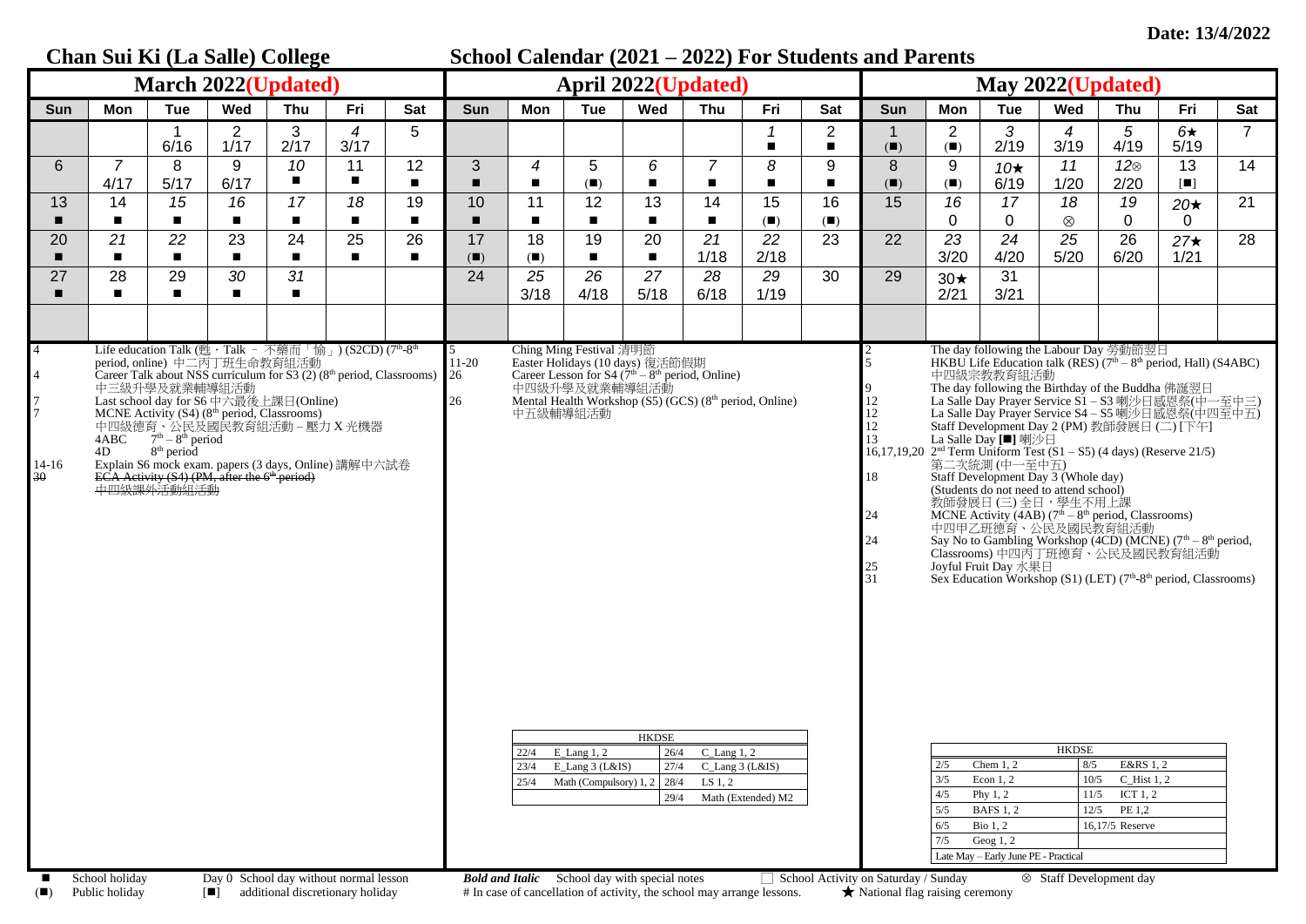Date: 13/4/2022

# Chan Sui Ki (La Salle) College

## School Calendar (2021 – 2022) For Students and Parents

### March 2022(Updated)

| Sun | Mon | Tue | Wed | Thu | Fri | Sat |
|---|---|---|---|---|---|---|
| | | 1 6/16 | 2 1/17 | 3 2/17 | *4* 3/17 | 5 |
| 6 | *7* 4/17 | 8 5/17 | 9 6/17 | *10* ■ | 11 ■ | 12 ■ |
| 13 ■ | 14 ■ | *15* ■ | *16* ■ | *17* ■ | *18* ■ | 19 ■ |
| 20 ■ | *21* ■ | *22* ■ | 23 ■ | 24 ■ | 25 ■ | 26 ■ |
| 27 ■ | 28 ■ | 29 ■ | *30* ■ | *31* ■ | | |

- 4 — Life education Talk (甦・Talk – 不藥而「愉」) (S2CD) (7th-8th period, online) 中二丙丁班生命教育組活動
- 4 — Career Talk about NSS curriculum for S3 (2) (8th period, Classrooms) 中三級升學及就業輔導組活動
- 7 — Last school day for S6 中六最後上課日(Online)
- 7 — MCNE Activity (S4) (8th period, Classrooms) 中四級德育、公民及國民教育組活動 – 壓力 X 光機器
  - 4ABC 7th – 8th period
  - 4D 8th period
- 14-16 — Explain S6 mock exam. papers (3 days, Online) 講解中六試卷
- ~~30 — ECA Activity (S4) (PM, after the 6th period) 中四級課外活動組活動~~

### April 2022(Updated)

| Sun | Mon | Tue | Wed | Thu | Fri | Sat |
|---|---|---|---|---|---|---|
| | | | | | *1* ■ | 2 ■ |
| 3 ■ | *4* ■ | 5 (■) | *6* ■ | *7* ■ | *8* ■ | 9 ■ |
| 10 ■ | 11 ■ | 12 ■ | 13 ■ | 14 ■ | 15 (■) | 16 (■) |
| 17 (■) | 18 (■) | 19 ■ | 20 ■ | *21* 1/18 | *22* 2/18 | 23 |
| 24 | *25* 3/18 | *26* 4/18 | *27* 5/18 | *28* 6/18 | *29* 1/19 | 30 |

- 5 — Ching Ming Festival 清明節
- 11-20 — Easter Holidays (10 days) 復活節假期
- 26 — Career Lesson for S4 (7th – 8th period, Online) 中四級升學及就業輔導組活動
- 26 — Mental Health Workshop (S5) (GCS) (8th period, Online) 中五級輔導組活動

| HKDSE | | | |
|---|---|---|---|
| 22/4 | E_Lang 1, 2 | 26/4 | C_Lang 1, 2 |
| 23/4 | E_Lang 3 (L&S) | 27/4 | C_Lang 3 (L&S) |
| 25/4 | Math (Compulsory) 1, 2 | 28/4 | LS 1, 2 |
| | | 29/4 | Math (Extended) M2 |

### May 2022(Updated)

| Sun | Mon | Tue | Wed | Thu | Fri | Sat |
|---|---|---|---|---|---|---|
| 1 (■) | 2 (■) | *3* 2/19 | *4* 3/19 | *5* 4/19 | *6*★ 5/19 | 7 |
| 8 (■) | 9 (■) | *10*★ 6/19 | *11* 1/20 | *12*⊗ 2/20 | 13 [■] | 14 |
| 15 | *16* 0 | *17* 0 | *18* ⊗ | *19* 0 | *20*★ 0 | 21 |
| 22 | *23* 3/20 | *24* 4/20 | *25* 5/20 | 26 6/20 | *27*★ 1/21 | 28 |
| 29 | *30*★ 2/21 | 31 3/21 | | | | |

- 2 — The day following the Labour Day 勞動節翌日
- 5 — HKBU Life Education talk (RES) (7th – 8th period, Hall) (S4ABC) 中四級宗教教育組活動
- 9 — The day following the Birthday of the Buddha 佛誕翌日
- 12 — La Salle Day Prayer Service S1 – S3 喇沙日感恩祭(中一至中三)
- 12 — La Salle Day Prayer Service S4 – S5 喇沙日感恩祭(中四至中五)
- 12 — Staff Development Day 2 (PM) 教師發展日 (二) [下午]
- 13 — La Salle Day [■] 喇沙日
- 16,17,19,20 — 2nd Term Uniform Test (S1 – S5) (4 days) (Reserve 21/5) 第二次統測 (中一至中五)
- 18 — Staff Development Day 3 (Whole day) (Students do not need to attend school) 教師發展日 (三) 全日，學生不用上課
- 24 — MCNE Activity (4AB) (7th – 8th period, Classrooms) 中四甲乙班德育、公民及國民教育組活動
- 24 — Say No to Gambling Workshop (4CD) (MCNE) (7th – 8th period, Classrooms) 中四丙丁班德育、公民及國民教育組活動
- 25 — Joyful Fruit Day 水果日
- 31 — Sex Education Workshop (S1) (LET) (7th-8th period, Classrooms)

| HKDSE | | | |
|---|---|---|---|
| 2/5 | Chem 1, 2 | 8/5 | E&RS 1, 2 |
| 3/5 | Econ 1, 2 | 10/5 | C_Hist 1, 2 |
| 4/5 | Phy 1, 2 | 11/5 | ICT 1, 2 |
| 5/5 | BAFS 1, 2 | 12/5 | PE 1,2 |
| 6/5 | Bio 1, 2 | 16,17/5 Reserve | |
| 7/5 | Geog 1, 2 | | |
| Late May – Early June PE - Practical | | | |

---

■ School holiday　Day 0 School day without normal lesson　***Bold and Italic*** School day with special notes　□ School Activity on Saturday / Sunday　⊗ Staff Development day

(■) Public holiday　[■] additional discretionary holiday　# In case of cancellation of activity, the school may arrange lessons.　★ National flag raising ceremony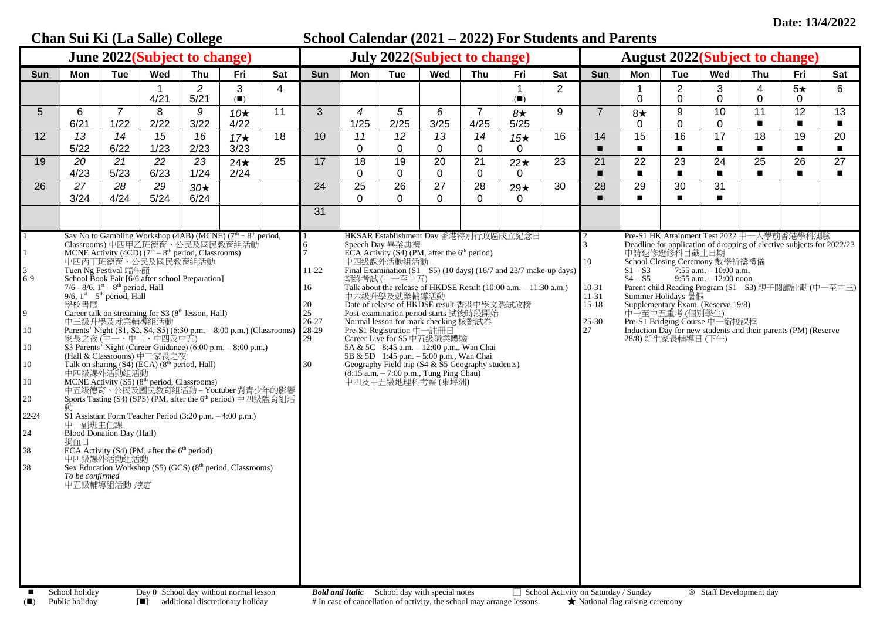Date: 13/4/2022

# Chan Sui Ki (La Salle) College

# School Calendar (2021 – 2022) For Students and Parents

## June 2022(Subject to change)

| Sun | Mon | Tue | Wed | Thu | Fri | Sat |
|---|---|---|---|---|---|---|
| | | | 1<br>4/21 | *2*<br>5/21 | 3<br>(■) | 4 |
| 5 | 6<br>6/21 | *7*<br>1/22 | 8<br>2/22 | *9*<br>3/22 | *10*★<br>4/22 | 11 |
| 12 | *13*<br>5/22 | *14*<br>6/22 | *15*<br>1/23 | *16*<br>2/23 | *17*★<br>3/23 | 18 |
| 19 | *20*<br>4/23 | *21*<br>5/23 | *22*<br>6/23 | *23*<br>1/24 | *24*★<br>2/24 | 25 |
| 26 | *27*<br>3/24 | *28*<br>4/24 | *29*<br>5/24 | *30*★<br>6/24 | | |

1 Say No to Gambling Workshop (4AB) (MCNE) (7th – 8th period, Classrooms) 中四甲乙班德育、公民及國民教育組活動
1 MCNE Activity (4CD) (7th – 8th period, Classrooms) 中四丙丁班德育、公民及國民教育組活動
3 Tuen Ng Festival 端午節
6-9 School Book Fair [6/6 after school Preparation]
7/6 - 8/6, 1st – 8th period, Hall
9/6, 1st – 5th period, Hall
學校書展
9 Career talk on streaming for S3 (8th lesson, Hall) 中三級升學及就業輔導組活動
10 Parents' Night (S1, S2, S4, S5) (6:30 p.m. – 8:00 p.m.) (Classrooms) 家長之夜 (中一、中二、中四及中五)
10 S3 Parents' Night (Career Guidance) (6:00 p.m. – 8:00 p.m.) (Hall & Classrooms) 中三家長之夜
10 Talk on sharing (S4) (ECA) (8th period, Hall) 中四級課外活動組活動
10 MCNE Activity (S5) (8th period, Classrooms) 中五級德育、公民及國民教育組活動 – Youtuber 對青少年的影響
20 Sports Tasting (S4) (SPS) (PM, after the 6th period) 中四級體育組活動
22-24 S1 Assistant Form Teacher Period (3:20 p.m. – 4:00 p.m.) 中一副班主任課
24 Blood Donation Day (Hall) 捐血日
28 ECA Activity (S4) (PM, after the 6th period) 中四級課外活動組活動
28 Sex Education Workshop (S5) (GCS) (8th period, Classrooms) *To be confirmed* 中五級輔導組活動 *待定*

## July 2022(Subject to change)

| Sun | Mon | Tue | Wed | Thu | Fri | Sat |
|---|---|---|---|---|---|---|
| | | | | | 1<br>(■) | 2 |
| 3 | *4*<br>1/25 | *5*<br>2/25 | *6*<br>3/25 | *7*<br>4/25 | *8*★<br>5/25 | 9 |
| 10 | *11*<br>0 | *12*<br>0 | *13*<br>0 | *14*<br>0 | *15*★<br>0 | 16 |
| 17 | 18<br>0 | 19<br>0 | 20<br>0 | 21<br>0 | *22*★<br>0 | 23 |
| 24 | 25<br>0 | 26<br>0 | 27<br>0 | 28<br>0 | *29*★<br>0 | 30 |
| 31 | | | | | | |

1 HKSAR Establishment Day 香港特別行政區成立紀念日
6 Speech Day 畢業典禮
7 ECA Activity (S4) (PM, after the 6th period) 中四級課外活動組活動
11-22 Final Examination (S1 – S5) (10 days) (16/7 and 23/7 make-up days) 期終考試 (中一至中五)
16 Talk about the release of HKDSE Result (10:00 a.m. – 11:30 a.m.) 中六級升學及就業輔導活動
20 Date of release of HKDSE result 香港中學文憑試放榜
25 Post-examination period starts 試後時段開始
26-27 Normal lesson for mark checking 核對試卷
28-29 Pre-S1 Registration 中一註冊日
29 Career Live for S5 中五級職業體驗
5A & 5C 8:45 a.m. – 12:00 p.m., Wan Chai
5B & 5D 1:45 p.m. – 5:00 p.m., Wan Chai
30 Geography Field trip (S4 & S5 Geography students) (8:15 a.m. – 7:00 p.m., Tung Ping Chau) 中四及中五級地理科考察 (東坪洲)

## August 2022(Subject to change)

| Sun | Mon | Tue | Wed | Thu | Fri | Sat |
|---|---|---|---|---|---|---|
| | 1<br>0 | 2<br>0 | 3<br>0 | 4<br>0 | 5★<br>0 | 6 |
| 7 | 8★<br>0 | 9<br>0 | 10<br>0 | 11<br>■ | 12<br>■ | 13<br>■ |
| 14<br>■ | 15<br>■ | 16<br>■ | 17<br>■ | 18<br>■ | 19<br>■ | 20<br>■ |
| 21<br>■ | 22<br>■ | 23<br>■ | 24<br>■ | 25<br>■ | 26<br>■ | 27<br>■ |
| 28<br>■ | 29<br>■ | 30<br>■ | 31<br>■ | | | |

2 Pre-S1 HK Attainment Test 2022 中一入學前香港學科測驗
3 Deadline for application of dropping of elective subjects for 2022/23 申請退修選修科目截止日期
10 School Closing Ceremony 散學祈禱禮儀
S1 – S3 7:55 a.m. – 10:00 a.m.
S4 – S5 9:55 a.m. – 12:00 noon
10-31 Parent-child Reading Program (S1 – S3) 親子閱讀計劃 (中一至中三)
11-31 Summer Holidays 暑假
15-18 Supplementary Exam. (Reserve 19/8) 中一至中五補考 (個別學生)
25-30 Pre-S1 Bridging Course 中一銜接課程
27 Induction Day for new students and their parents (PM) (Reserve 28/8) 新生家長輔導日 (下午)

■ School holiday　Day 0 School day without normal lesson　***Bold and Italic*** School day with special notes　□ School Activity on Saturday / Sunday　⊗ Staff Development day
(■) Public holiday　[■] additional discretionary holiday　# In case of cancellation of activity, the school may arrange lessons.　★ National flag raising ceremony